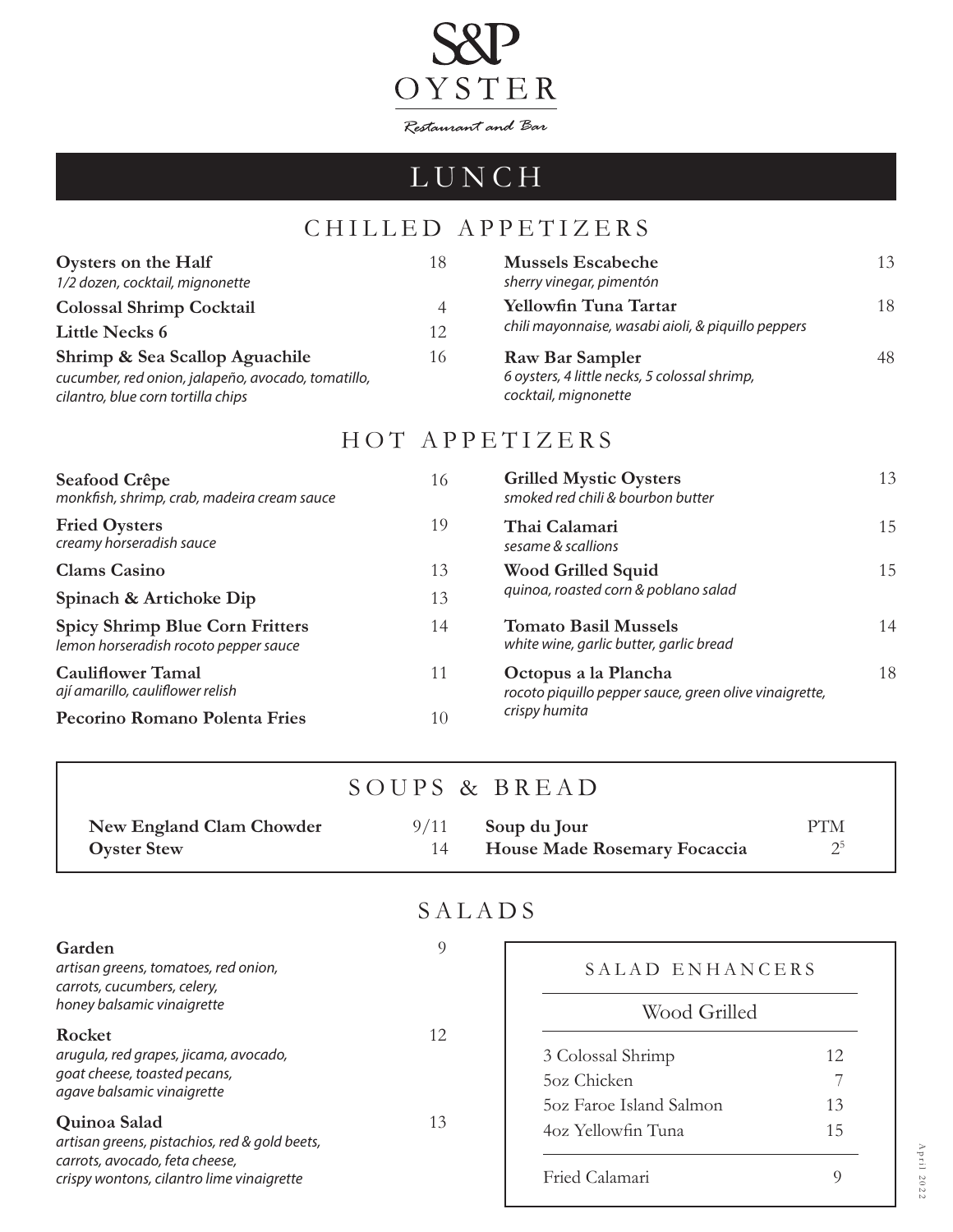# S&P OYSTER

*Restaurant and Bar*

## LUNCH

### CHILLED APPETIZERS

**Oysters on the Half** 18
*1/2 dozen, cocktail, mignonette*

**Colossal Shrimp Cocktail** 4

**Little Necks 6** 12

**Shrimp & Sea Scallop Aguachile** 16
*cucumber, red onion, jalapeño, avocado, tomatillo, cilantro, blue corn tortilla chips*

**Mussels Escabeche** 13
*sherry vinegar, pimentón*

**Yellowfin Tuna Tartar** 18
*chili mayonnaise, wasabi aioli, & piquillo peppers*

**Raw Bar Sampler** 48
*6 oysters, 4 little necks, 5 colossal shrimp, cocktail, mignonette*

### HOT APPETIZERS

**Seafood Crêpe** 16
*monkfish, shrimp, crab, madeira cream sauce*

**Fried Oysters** 19
*creamy horseradish sauce*

**Clams Casino** 13

**Spinach & Artichoke Dip** 13

**Spicy Shrimp Blue Corn Fritters** 14
*lemon horseradish rocoto pepper sauce*

**Cauliflower Tamal** 11
*ají amarillo, cauliflower relish*

**Pecorino Romano Polenta Fries** 10

**Grilled Mystic Oysters** 13
*smoked red chili & bourbon butter*

**Thai Calamari** 15
*sesame & scallions*

**Wood Grilled Squid** 15
*quinoa, roasted corn & poblano salad*

**Tomato Basil Mussels** 14
*white wine, garlic butter, garlic bread*

**Octopus a la Plancha** 18
*rocoto piquillo pepper sauce, green olive vinaigrette, crispy humita*

### SOUPS & BREAD

**New England Clam Chowder** 9/11

**Oyster Stew** 14

**Soup du Jour** PTM

**House Made Rosemary Focaccia** 2[5]

### SALADS

**Garden** 9
*artisan greens, tomatoes, red onion, carrots, cucumbers, celery, honey balsamic vinaigrette*

**Rocket** 12
*arugula, red grapes, jicama, avocado, goat cheese, toasted pecans, agave balsamic vinaigrette*

**Quinoa Salad** 13
*artisan greens, pistachios, red & gold beets, carrots, avocado, feta cheese, crispy wontons, cilantro lime vinaigrette*

#### SALAD ENHANCERS

**Wood Grilled**

| Item | Price |
|---|---|
| 3 Colossal Shrimp | 12 |
| 5oz Chicken | 7 |
| 5oz Faroe Island Salmon | 13 |
| 4oz Yellowfin Tuna | 15 |
| Fried Calamari | 9 |

April 2022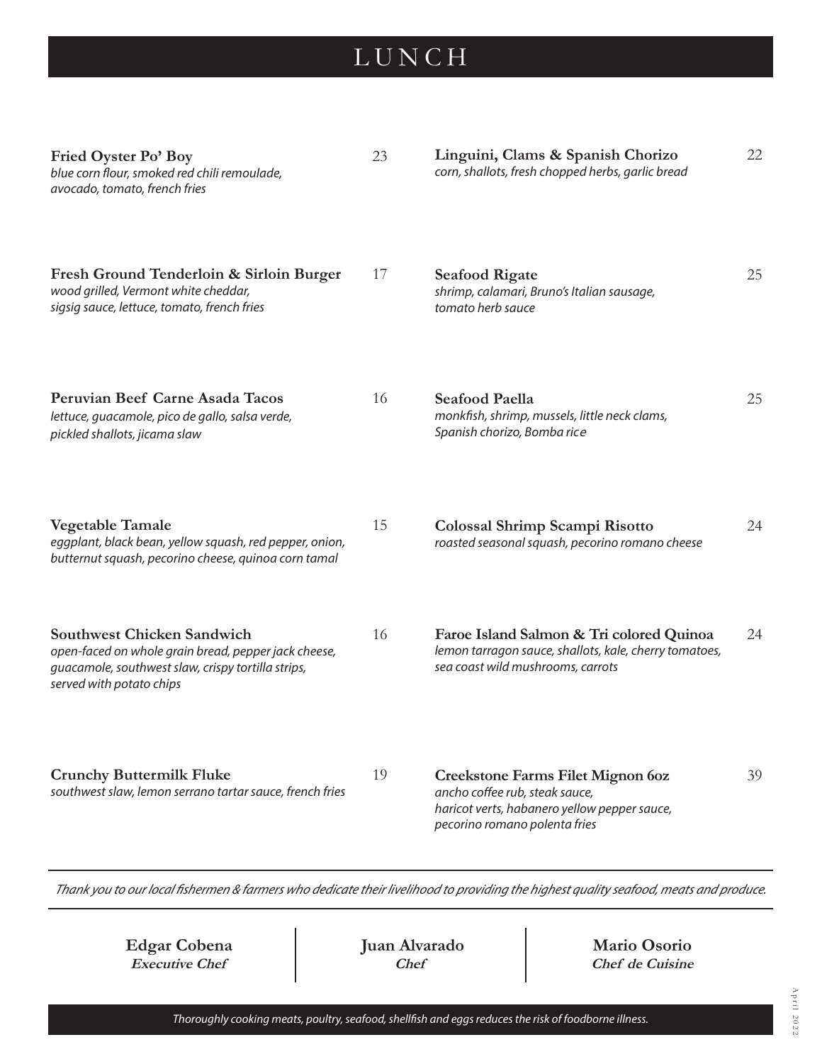# LUNCH

**Fried Oyster Po' Boy** 23
*blue corn flour, smoked red chili remoulade, avocado, tomato, french fries*

**Fresh Ground Tenderloin & Sirloin Burger** 17
*wood grilled, Vermont white cheddar, sigsig sauce, lettuce, tomato, french fries*

**Peruvian Beef Carne Asada Tacos** 16
*lettuce, guacamole, pico de gallo, salsa verde, pickled shallots, jicama slaw*

**Vegetable Tamale** 15
*eggplant, black bean, yellow squash, red pepper, onion, butternut squash, pecorino cheese, quinoa corn tamal*

**Southwest Chicken Sandwich** 16
*open-faced on whole grain bread, pepper jack cheese, guacamole, southwest slaw, crispy tortilla strips, served with potato chips*

**Crunchy Buttermilk Fluke** 19
*southwest slaw, lemon serrano tartar sauce, french fries*

**Linguini, Clams & Spanish Chorizo** 22
*corn, shallots, fresh chopped herbs, garlic bread*

**Seafood Rigate** 25
*shrimp, calamari, Bruno's Italian sausage, tomato herb sauce*

**Seafood Paella** 25
*monkfish, shrimp, mussels, little neck clams, Spanish chorizo, Bomba rice*

**Colossal Shrimp Scampi Risotto** 24
*roasted seasonal squash, pecorino romano cheese*

**Faroe Island Salmon & Tri colored Quinoa** 24
*lemon tarragon sauce, shallots, kale, cherry tomatoes, sea coast wild mushrooms, carrots*

**Creekstone Farms Filet Mignon 6oz** 39
*ancho coffee rub, steak sauce, haricot verts, habanero yellow pepper sauce, pecorino romano polenta fries*

---

*Thank you to our local fishermen & farmers who dedicate their livelihood to providing the highest quality seafood, meats and produce.*

---

**Edgar Cobena**
***Executive Chef***

**Juan Alvarado**
***Chef***

**Mario Osorio**
***Chef de Cuisine***

April 2022

*Thoroughly cooking meats, poultry, seafood, shellfish and eggs reduces the risk of foodborne illness.*